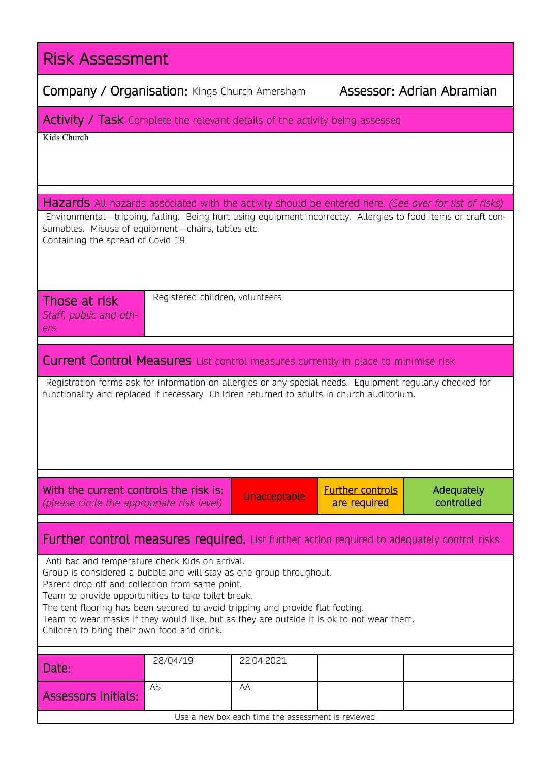# Risk Assessment

**Company / Organisation:** Kings Church Amersham **Assessor:** Adrian Abramian

## Activity / Task
Complete the relevant details of the activity being assessed

Kids Church

## Hazards
All hazards associated with the activity should be entered here. *(See over for list of risks)*

Environmental—tripping, falling. Being hurt using equipment incorrectly. Allergies to food items or craft consumables. Misuse of equipment—chairs, tables etc.
Containing the spread of Covid 19

| | |
|---|---|
| **Those at risk** *Staff, public and others* | Registered children, volunteers |

## Current Control Measures
List control measures currently in place to minimise risk

Registration forms ask for information on allergies or any special needs. Equipment regularly checked for functionality and replaced if necessary Children returned to adults in church auditorium.

| | | | |
|---|---|---|---|
| With the current controls the risk is: *(please circle the appropriate risk level)* | Unacceptable | Further controls are required | Adequately controlled |

## Further control measures required.
List further action required to adequately control risks

Anti bac and temperature check Kids on arrival.
Group is considered a bubble and will stay as one group throughout.
Parent drop off and collection from same point.
Team to provide opportunities to take toilet break.
The tent flooring has been secured to avoid tripping and provide flat footing.
Team to wear masks if they would like, but as they are outside it is ok to not wear them.
Children to bring their own food and drink.

| | | | | |
|---|---|---|---|---|
| Date: | 28/04/19 | 22.04.2021 | | |
| Assessors initials: | AS | AA | | |

Use a new box each time the assessment is reviewed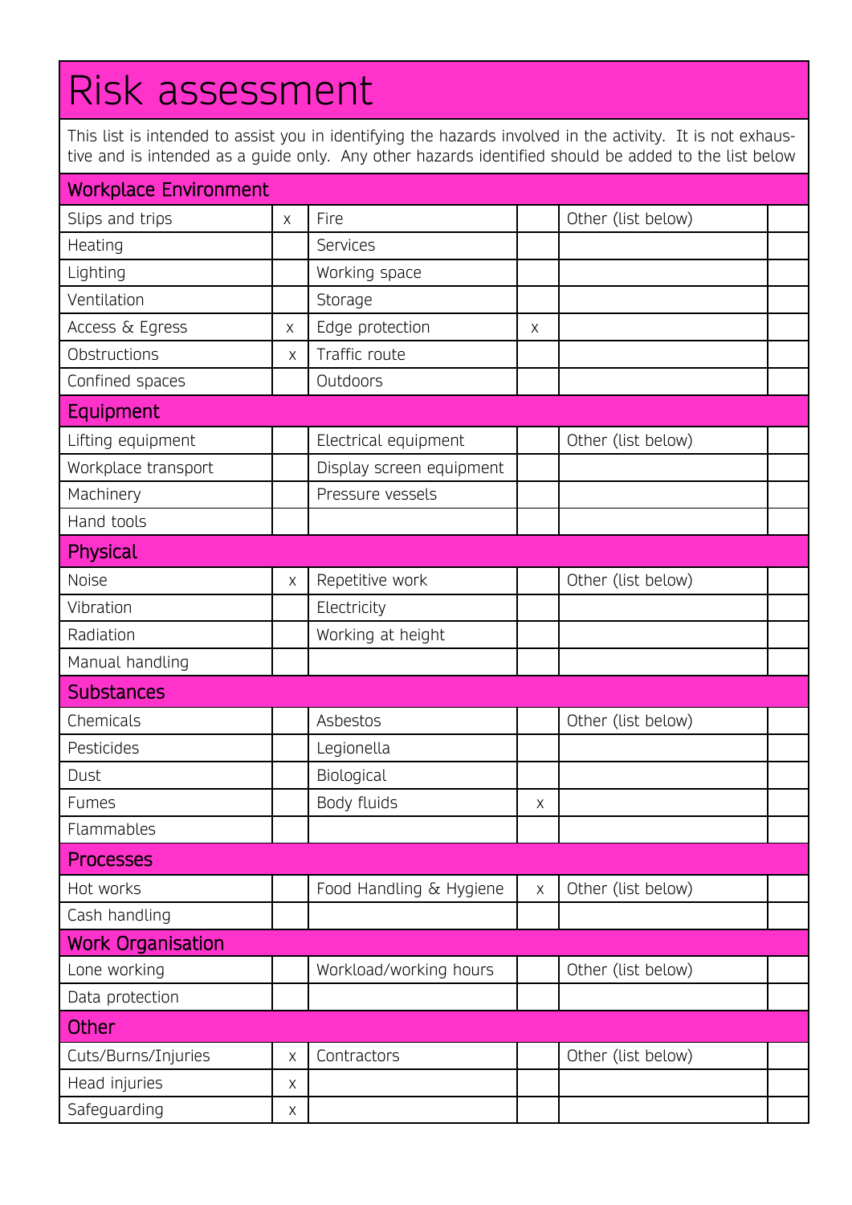# Risk assessment

This list is intended to assist you in identifying the hazards involved in the activity. It is not exhaustive and is intended as a guide only. Any other hazards identified should be added to the list below

| | | | | | |
|---|---|---|---|---|---|
| **Workplace Environment** | | | | | |
| Slips and trips | x | Fire | | Other (list below) | |
| Heating | | Services | | | |
| Lighting | | Working space | | | |
| Ventilation | | Storage | | | |
| Access & Egress | x | Edge protection | x | | |
| Obstructions | x | Traffic route | | | |
| Confined spaces | | Outdoors | | | |
| **Equipment** | | | | | |
| Lifting equipment | | Electrical equipment | | Other (list below) | |
| Workplace transport | | Display screen equipment | | | |
| Machinery | | Pressure vessels | | | |
| Hand tools | | | | | |
| **Physical** | | | | | |
| Noise | x | Repetitive work | | Other (list below) | |
| Vibration | | Electricity | | | |
| Radiation | | Working at height | | | |
| Manual handling | | | | | |
| **Substances** | | | | | |
| Chemicals | | Asbestos | | Other (list below) | |
| Pesticides | | Legionella | | | |
| Dust | | Biological | | | |
| Fumes | | Body fluids | x | | |
| Flammables | | | | | |
| **Processes** | | | | | |
| Hot works | | Food Handling & Hygiene | x | Other (list below) | |
| Cash handling | | | | | |
| **Work Organisation** | | | | | |
| Lone working | | Workload/working hours | | Other (list below) | |
| Data protection | | | | | |
| **Other** | | | | | |
| Cuts/Burns/Injuries | x | Contractors | | Other (list below) | |
| Head injuries | x | | | | |
| Safeguarding | x | | | | |